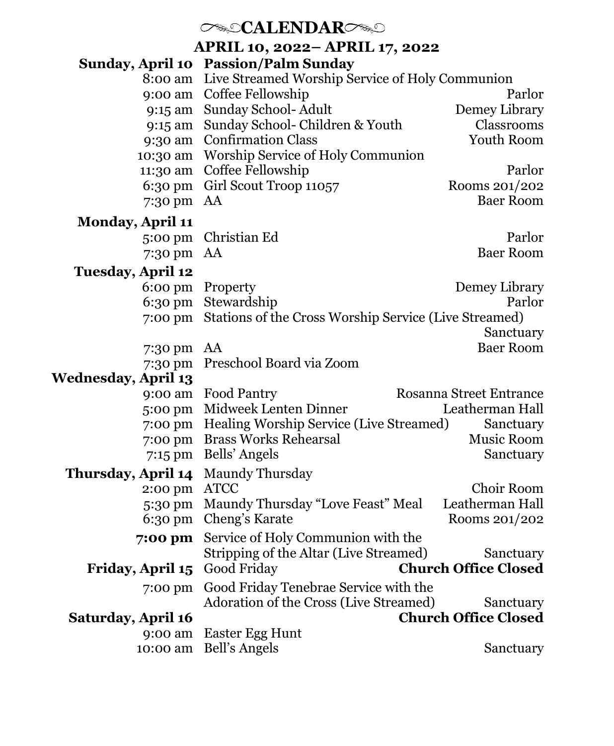# CALENDAR

## APRIL 10, 2022– APRIL 17, 2022

| | | |
|---|---|---|
| **Sunday, April 10** | **Passion/Palm Sunday** | |
| 8:00 am | Live Streamed Worship Service of Holy Communion | |
| 9:00 am | Coffee Fellowship | Parlor |
| 9:15 am | Sunday School- Adult | Demey Library |
| 9:15 am | Sunday School- Children & Youth | Classrooms |
| 9:30 am | Confirmation Class | Youth Room |
| 10:30 am | Worship Service of Holy Communion | |
| 11:30 am | Coffee Fellowship | Parlor |
| 6:30 pm | Girl Scout Troop 11057 | Rooms 201/202 |
| 7:30 pm | AA | Baer Room |
| **Monday, April 11** | | |
| 5:00 pm | Christian Ed | Parlor |
| 7:30 pm | AA | Baer Room |
| **Tuesday, April 12** | | |
| 6:00 pm | Property | Demey Library |
| 6:30 pm | Stewardship | Parlor |
| 7:00 pm | Stations of the Cross Worship Service (Live Streamed) | Sanctuary |
| 7:30 pm | AA | Baer Room |
| 7:30 pm | Preschool Board via Zoom | |
| **Wednesday, April 13** | | |
| 9:00 am | Food Pantry | Rosanna Street Entrance |
| 5:00 pm | Midweek Lenten Dinner | Leatherman Hall |
| 7:00 pm | Healing Worship Service (Live Streamed) | Sanctuary |
| 7:00 pm | Brass Works Rehearsal | Music Room |
| 7:15 pm | Bells' Angels | Sanctuary |
| **Thursday, April 14** | Maundy Thursday | |
| 2:00 pm | ATCC | Choir Room |
| 5:30 pm | Maundy Thursday "Love Feast" Meal | Leatherman Hall |
| 6:30 pm | Cheng's Karate | Rooms 201/202 |
| **7:00 pm** | Service of Holy Communion with the Stripping of the Altar (Live Streamed) | Sanctuary |
| **Friday, April 15** | Good Friday | **Church Office Closed** |
| 7:00 pm | Good Friday Tenebrae Service with the Adoration of the Cross (Live Streamed) | Sanctuary |
| **Saturday, April 16** | | **Church Office Closed** |
| 9:00 am | Easter Egg Hunt | |
| 10:00 am | Bell's Angels | Sanctuary |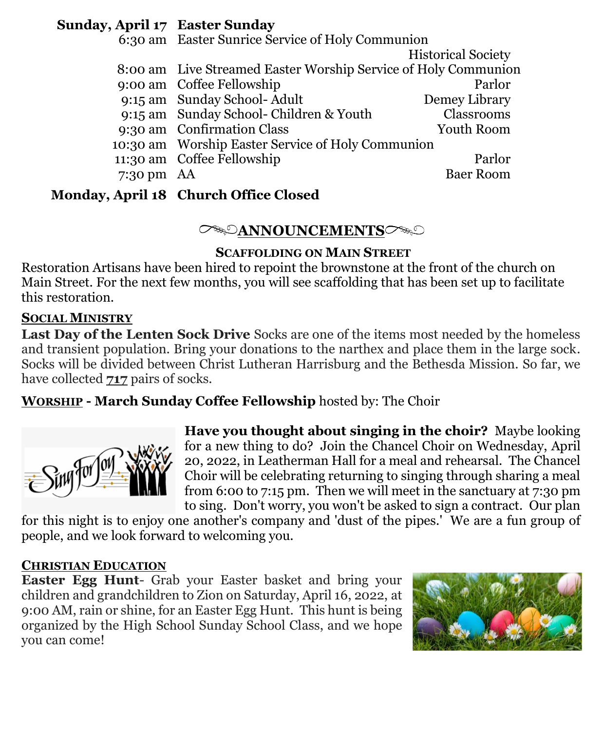**Sunday, April 17 Easter Sunday**

| | | |
|---|---|---|
| 6:30 am | Easter Sunrise Service of Holy Communion | Historical Society |
| 8:00 am | Live Streamed Easter Worship Service of Holy Communion | |
| 9:00 am | Coffee Fellowship | Parlor |
| 9:15 am | Sunday School- Adult | Demey Library |
| 9:15 am | Sunday School- Children & Youth | Classrooms |
| 9:30 am | Confirmation Class | Youth Room |
| 10:30 am | Worship Easter Service of Holy Communion | |
| 11:30 am | Coffee Fellowship | Parlor |
| 7:30 pm | AA | Baer Room |

**Monday, April 18 Church Office Closed**

## ANNOUNCEMENTS

### SCAFFOLDING ON MAIN STREET

Restoration Artisans have been hired to repoint the brownstone at the front of the church on Main Street. For the next few months, you will see scaffolding that has been set up to facilitate this restoration.

### SOCIAL MINISTRY

**Last Day of the Lenten Sock Drive** Socks are one of the items most needed by the homeless and transient population. Bring your donations to the narthex and place them in the large sock. Socks will be divided between Christ Lutheran Harrisburg and the Bethesda Mission. So far, we have collected **717** pairs of socks.

**WORSHIP - March Sunday Coffee Fellowship** hosted by: The Choir

**Have you thought about singing in the choir?** Maybe looking for a new thing to do? Join the Chancel Choir on Wednesday, April 20, 2022, in Leatherman Hall for a meal and rehearsal. The Chancel Choir will be celebrating returning to singing through sharing a meal from 6:00 to 7:15 pm. Then we will meet in the sanctuary at 7:30 pm to sing. Don't worry, you won't be asked to sign a contract. Our plan for this night is to enjoy one another's company and 'dust of the pipes.' We are a fun group of people, and we look forward to welcoming you.

### CHRISTIAN EDUCATION

**Easter Egg Hunt**- Grab your Easter basket and bring your children and grandchildren to Zion on Saturday, April 16, 2022, at 9:00 AM, rain or shine, for an Easter Egg Hunt. This hunt is being organized by the High School Sunday School Class, and we hope you can come!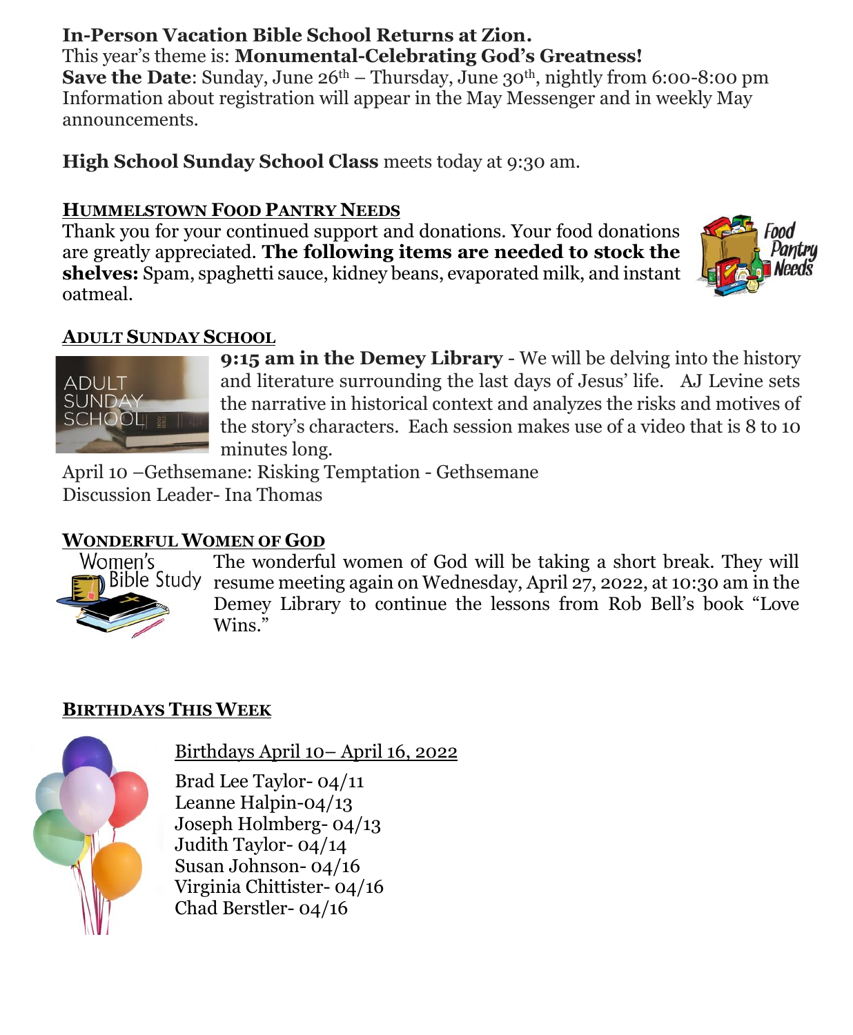**In-Person Vacation Bible School Returns at Zion.**
This year's theme is: **Monumental-Celebrating God's Greatness!**
**Save the Date**: Sunday, June 26th – Thursday, June 30th, nightly from 6:00-8:00 pm
Information about registration will appear in the May Messenger and in weekly May announcements.

**High School Sunday School Class** meets today at 9:30 am.

## HUMMELSTOWN FOOD PANTRY NEEDS

Thank you for your continued support and donations. Your food donations are greatly appreciated. **The following items are needed to stock the shelves:** Spam, spaghetti sauce, kidney beans, evaporated milk, and instant oatmeal.

## ADULT SUNDAY SCHOOL

**9:15 am in the Demey Library** - We will be delving into the history and literature surrounding the last days of Jesus' life. AJ Levine sets the narrative in historical context and analyzes the risks and motives of the story's characters. Each session makes use of a video that is 8 to 10 minutes long.

April 10 –Gethsemane: Risking Temptation - Gethsemane
Discussion Leader- Ina Thomas

## WONDERFUL WOMEN OF GOD

The wonderful women of God will be taking a short break. They will resume meeting again on Wednesday, April 27, 2022, at 10:30 am in the Demey Library to continue the lessons from Rob Bell's book "Love Wins."

## BIRTHDAYS THIS WEEK

Birthdays April 10– April 16, 2022

Brad Lee Taylor- 04/11
Leanne Halpin-04/13
Joseph Holmberg- 04/13
Judith Taylor- 04/14
Susan Johnson- 04/16
Virginia Chittister- 04/16
Chad Berstler- 04/16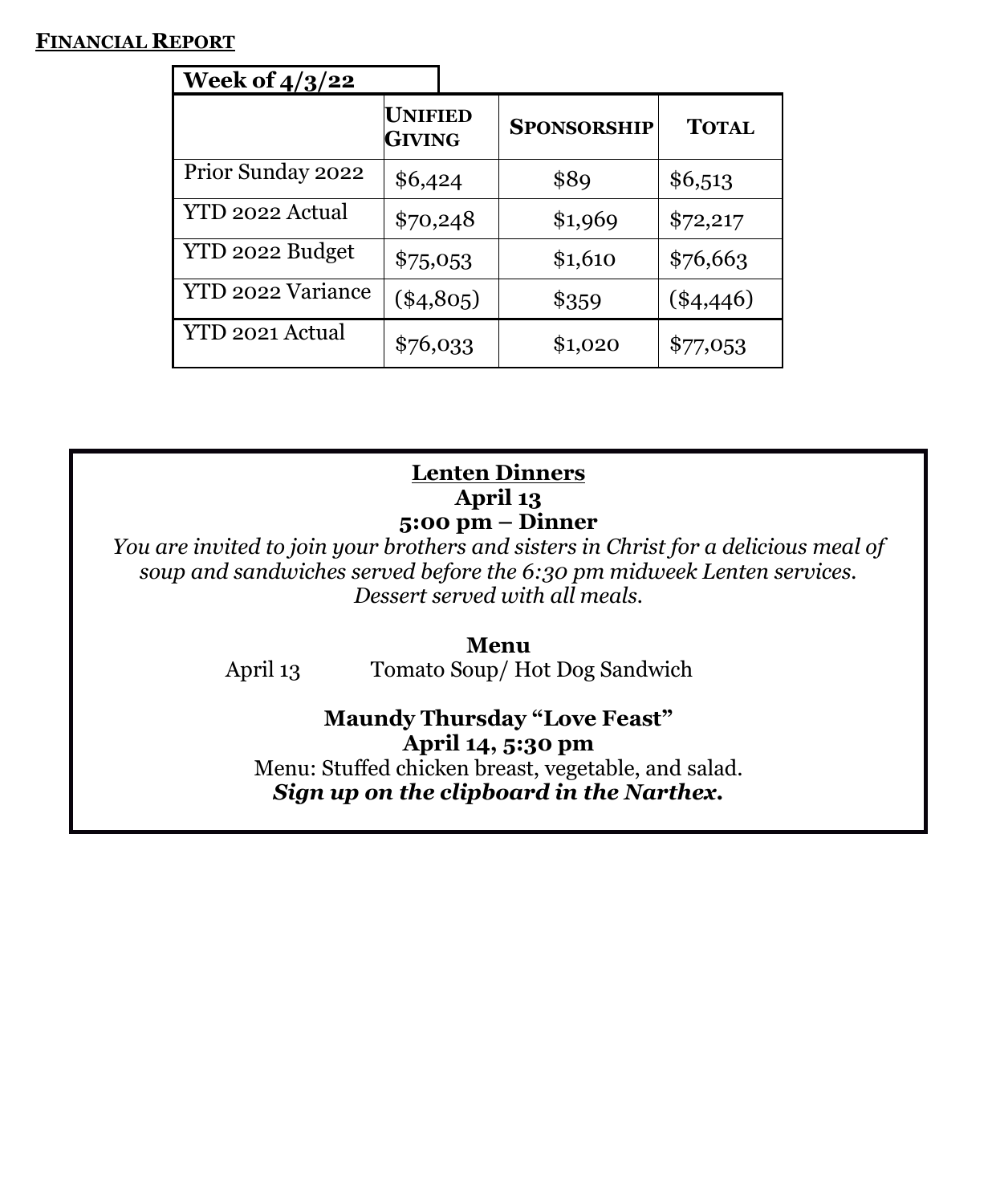## FINANCIAL REPORT

| Week of 4/3/22 | UNIFIED GIVING | SPONSORSHIP | TOTAL |
|---|---|---|---|
| Prior Sunday 2022 | $6,424 | $89 | $6,513 |
| YTD 2022 Actual | $70,248 | $1,969 | $72,217 |
| YTD 2022 Budget | $75,053 | $1,610 | $76,663 |
| YTD 2022 Variance | ($4,805) | $359 | ($4,446) |
| YTD 2021 Actual | $76,033 | $1,020 | $77,053 |

**Lenten Dinners**
**April 13**
**5:00 pm – Dinner**

*You are invited to join your brothers and sisters in Christ for a delicious meal of soup and sandwiches served before the 6:30 pm midweek Lenten services. Dessert served with all meals.*

**Menu**

April 13 Tomato Soup/ Hot Dog Sandwich

**Maundy Thursday "Love Feast"**
**April 14, 5:30 pm**

Menu: Stuffed chicken breast, vegetable, and salad.

***Sign up on the clipboard in the Narthex.***